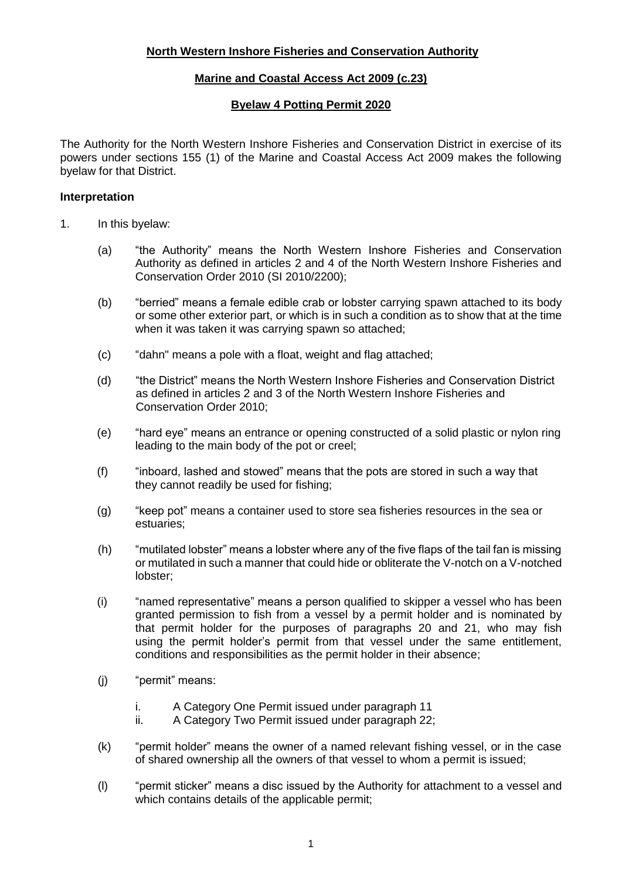**North Western Inshore Fisheries and Conservation Authority**

**Marine and Coastal Access Act 2009 (c.23)**

**Byelaw 4 Potting Permit 2020**

The Authority for the North Western Inshore Fisheries and Conservation District in exercise of its powers under sections 155 (1) of the Marine and Coastal Access Act 2009 makes the following byelaw for that District.

### Interpretation

1. In this byelaw:

   (a) "the Authority" means the North Western Inshore Fisheries and Conservation Authority as defined in articles 2 and 4 of the North Western Inshore Fisheries and Conservation Order 2010 (SI 2010/2200);

   (b) "berried" means a female edible crab or lobster carrying spawn attached to its body or some other exterior part, or which is in such a condition as to show that at the time when it was taken it was carrying spawn so attached;

   (c) "dahn" means a pole with a float, weight and flag attached;

   (d) "the District" means the North Western Inshore Fisheries and Conservation District as defined in articles 2 and 3 of the North Western Inshore Fisheries and Conservation Order 2010;

   (e) "hard eye" means an entrance or opening constructed of a solid plastic or nylon ring leading to the main body of the pot or creel;

   (f) "inboard, lashed and stowed" means that the pots are stored in such a way that they cannot readily be used for fishing;

   (g) "keep pot" means a container used to store sea fisheries resources in the sea or estuaries;

   (h) "mutilated lobster" means a lobster where any of the five flaps of the tail fan is missing or mutilated in such a manner that could hide or obliterate the V-notch on a V-notched lobster;

   (i) "named representative" means a person qualified to skipper a vessel who has been granted permission to fish from a vessel by a permit holder and is nominated by that permit holder for the purposes of paragraphs 20 and 21, who may fish using the permit holder's permit from that vessel under the same entitlement, conditions and responsibilities as the permit holder in their absence;

   (j) "permit" means:

      i. A Category One Permit issued under paragraph 11
      ii. A Category Two Permit issued under paragraph 22;

   (k) "permit holder" means the owner of a named relevant fishing vessel, or in the case of shared ownership all the owners of that vessel to whom a permit is issued;

   (l) "permit sticker" means a disc issued by the Authority for attachment to a vessel and which contains details of the applicable permit;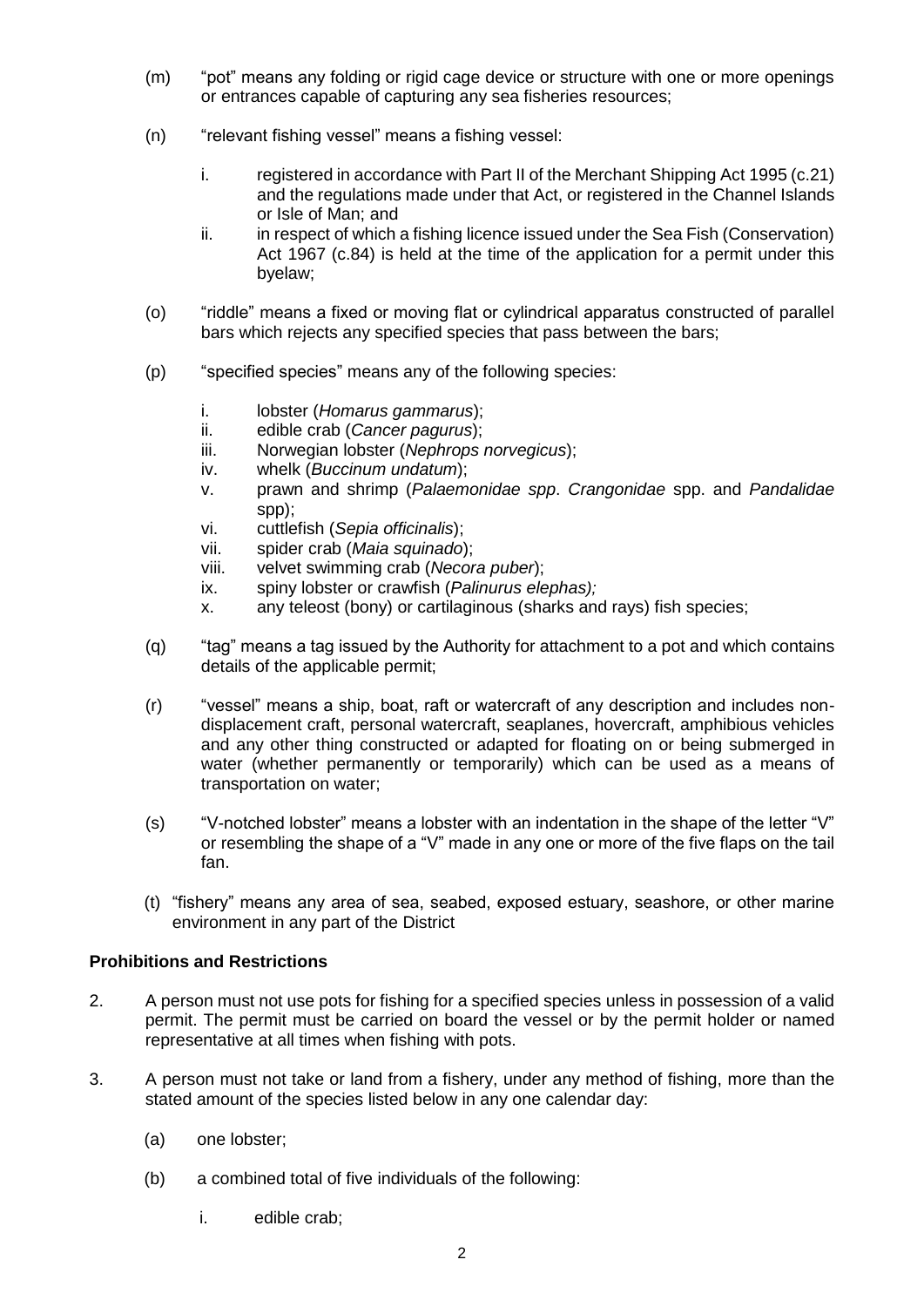(m) "pot" means any folding or rigid cage device or structure with one or more openings or entrances capable of capturing any sea fisheries resources;

(n) "relevant fishing vessel" means a fishing vessel:

  i. registered in accordance with Part II of the Merchant Shipping Act 1995 (c.21) and the regulations made under that Act, or registered in the Channel Islands or Isle of Man; and
  ii. in respect of which a fishing licence issued under the Sea Fish (Conservation) Act 1967 (c.84) is held at the time of the application for a permit under this byelaw;

(o) "riddle" means a fixed or moving flat or cylindrical apparatus constructed of parallel bars which rejects any specified species that pass between the bars;

(p) "specified species" means any of the following species:

  i. lobster (*Homarus gammarus*);
  ii. edible crab (*Cancer pagurus*);
  iii. Norwegian lobster (*Nephrops norvegicus*);
  iv. whelk (*Buccinum undatum*);
  v. prawn and shrimp (*Palaemonidae spp*. *Crangonidae* spp. and *Pandalidae* spp);
  vi. cuttlefish (*Sepia officinalis*);
  vii. spider crab (*Maia squinado*);
  viii. velvet swimming crab (*Necora puber*);
  ix. spiny lobster or crawfish (*Palinurus elephas);*
  x. any teleost (bony) or cartilaginous (sharks and rays) fish species;

(q) "tag" means a tag issued by the Authority for attachment to a pot and which contains details of the applicable permit;

(r) "vessel" means a ship, boat, raft or watercraft of any description and includes non-displacement craft, personal watercraft, seaplanes, hovercraft, amphibious vehicles and any other thing constructed or adapted for floating on or being submerged in water (whether permanently or temporarily) which can be used as a means of transportation on water;

(s) "V-notched lobster" means a lobster with an indentation in the shape of the letter "V" or resembling the shape of a "V" made in any one or more of the five flaps on the tail fan.

(t) "fishery" means any area of sea, seabed, exposed estuary, seashore, or other marine environment in any part of the District

**Prohibitions and Restrictions**

2. A person must not use pots for fishing for a specified species unless in possession of a valid permit. The permit must be carried on board the vessel or by the permit holder or named representative at all times when fishing with pots.

3. A person must not take or land from a fishery, under any method of fishing, more than the stated amount of the species listed below in any one calendar day:

  (a) one lobster;

  (b) a combined total of five individuals of the following:

    i. edible crab;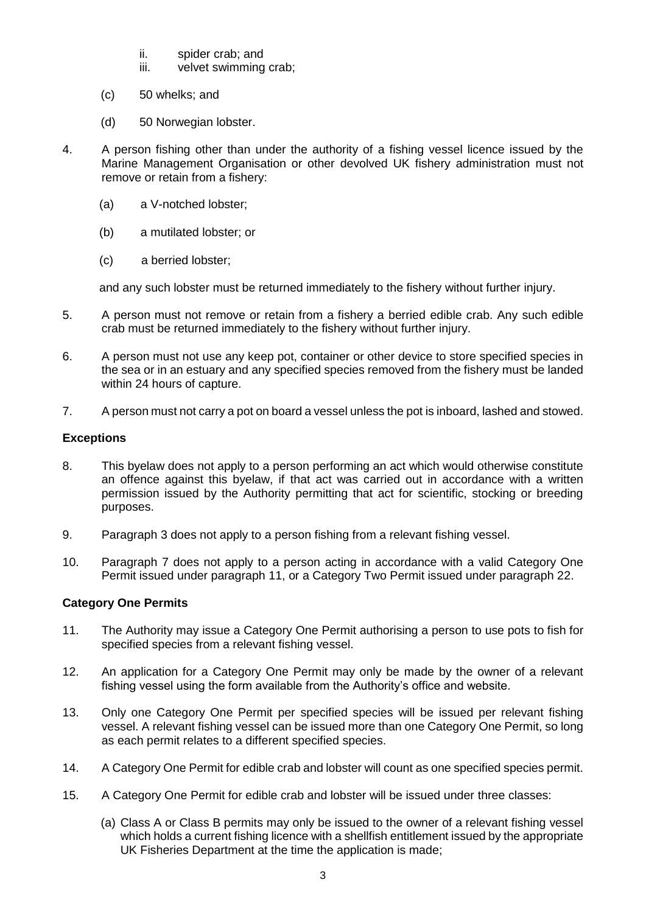ii. spider crab; and
   iii. velvet swimming crab;

(c) 50 whelks; and

(d) 50 Norwegian lobster.

4. A person fishing other than under the authority of a fishing vessel licence issued by the Marine Management Organisation or other devolved UK fishery administration must not remove or retain from a fishery:

   (a) a V-notched lobster;

   (b) a mutilated lobster; or

   (c) a berried lobster;

   and any such lobster must be returned immediately to the fishery without further injury.

5. A person must not remove or retain from a fishery a berried edible crab. Any such edible crab must be returned immediately to the fishery without further injury.

6. A person must not use any keep pot, container or other device to store specified species in the sea or in an estuary and any specified species removed from the fishery must be landed within 24 hours of capture.

7. A person must not carry a pot on board a vessel unless the pot is inboard, lashed and stowed.

**Exceptions**

8. This byelaw does not apply to a person performing an act which would otherwise constitute an offence against this byelaw, if that act was carried out in accordance with a written permission issued by the Authority permitting that act for scientific, stocking or breeding purposes.

9. Paragraph 3 does not apply to a person fishing from a relevant fishing vessel.

10. Paragraph 7 does not apply to a person acting in accordance with a valid Category One Permit issued under paragraph 11, or a Category Two Permit issued under paragraph 22.

**Category One Permits**

11. The Authority may issue a Category One Permit authorising a person to use pots to fish for specified species from a relevant fishing vessel.

12. An application for a Category One Permit may only be made by the owner of a relevant fishing vessel using the form available from the Authority's office and website.

13. Only one Category One Permit per specified species will be issued per relevant fishing vessel. A relevant fishing vessel can be issued more than one Category One Permit, so long as each permit relates to a different specified species.

14. A Category One Permit for edible crab and lobster will count as one specified species permit.

15. A Category One Permit for edible crab and lobster will be issued under three classes:

   (a) Class A or Class B permits may only be issued to the owner of a relevant fishing vessel which holds a current fishing licence with a shellfish entitlement issued by the appropriate UK Fisheries Department at the time the application is made;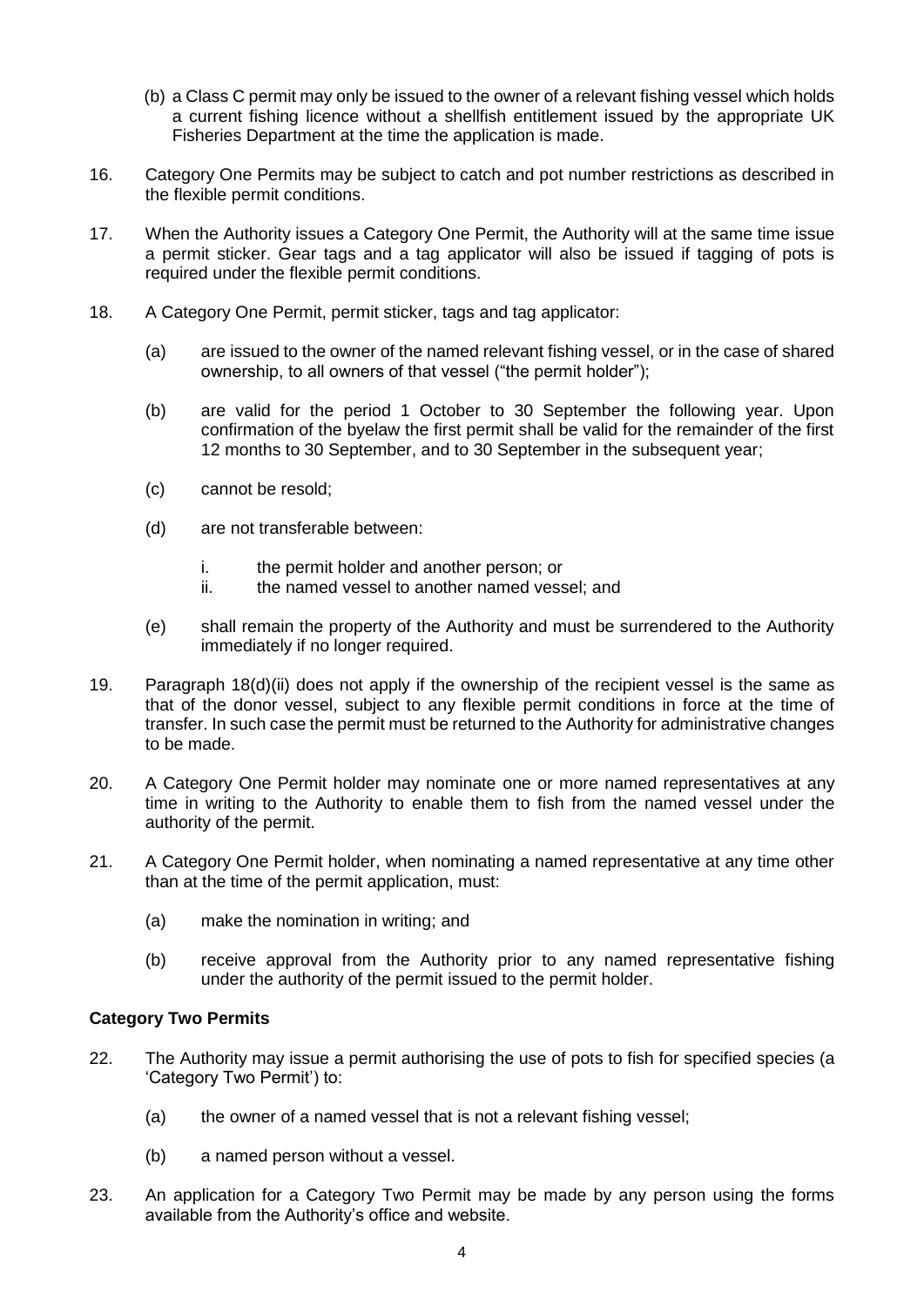(b) a Class C permit may only be issued to the owner of a relevant fishing vessel which holds a current fishing licence without a shellfish entitlement issued by the appropriate UK Fisheries Department at the time the application is made.

16. Category One Permits may be subject to catch and pot number restrictions as described in the flexible permit conditions.

17. When the Authority issues a Category One Permit, the Authority will at the same time issue a permit sticker. Gear tags and a tag applicator will also be issued if tagging of pots is required under the flexible permit conditions.

18. A Category One Permit, permit sticker, tags and tag applicator:

    (a) are issued to the owner of the named relevant fishing vessel, or in the case of shared ownership, to all owners of that vessel ("the permit holder");

    (b) are valid for the period 1 October to 30 September the following year. Upon confirmation of the byelaw the first permit shall be valid for the remainder of the first 12 months to 30 September, and to 30 September in the subsequent year;

    (c) cannot be resold;

    (d) are not transferable between:

        i. the permit holder and another person; or
        ii. the named vessel to another named vessel; and

    (e) shall remain the property of the Authority and must be surrendered to the Authority immediately if no longer required.

19. Paragraph 18(d)(ii) does not apply if the ownership of the recipient vessel is the same as that of the donor vessel, subject to any flexible permit conditions in force at the time of transfer. In such case the permit must be returned to the Authority for administrative changes to be made.

20. A Category One Permit holder may nominate one or more named representatives at any time in writing to the Authority to enable them to fish from the named vessel under the authority of the permit.

21. A Category One Permit holder, when nominating a named representative at any time other than at the time of the permit application, must:

    (a) make the nomination in writing; and

    (b) receive approval from the Authority prior to any named representative fishing under the authority of the permit issued to the permit holder.

**Category Two Permits**

22. The Authority may issue a permit authorising the use of pots to fish for specified species (a 'Category Two Permit') to:

    (a) the owner of a named vessel that is not a relevant fishing vessel;

    (b) a named person without a vessel.

23. An application for a Category Two Permit may be made by any person using the forms available from the Authority's office and website.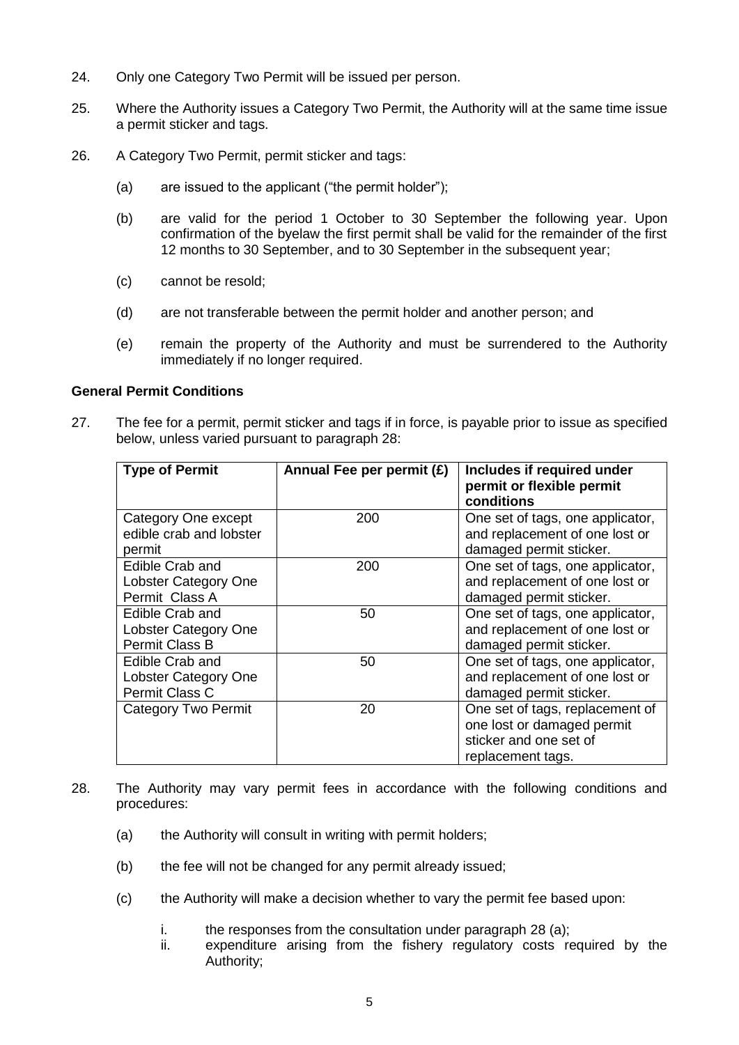24. Only one Category Two Permit will be issued per person.

25. Where the Authority issues a Category Two Permit, the Authority will at the same time issue a permit sticker and tags.

26. A Category Two Permit, permit sticker and tags:

    (a) are issued to the applicant ("the permit holder");

    (b) are valid for the period 1 October to 30 September the following year. Upon confirmation of the byelaw the first permit shall be valid for the remainder of the first 12 months to 30 September, and to 30 September in the subsequent year;

    (c) cannot be resold;

    (d) are not transferable between the permit holder and another person; and

    (e) remain the property of the Authority and must be surrendered to the Authority immediately if no longer required.

**General Permit Conditions**

27. The fee for a permit, permit sticker and tags if in force, is payable prior to issue as specified below, unless varied pursuant to paragraph 28:

| Type of Permit | Annual Fee per permit (£) | Includes if required under permit or flexible permit conditions |
|---|---|---|
| Category One except edible crab and lobster permit | 200 | One set of tags, one applicator, and replacement of one lost or damaged permit sticker. |
| Edible Crab and Lobster Category One Permit Class A | 200 | One set of tags, one applicator, and replacement of one lost or damaged permit sticker. |
| Edible Crab and Lobster Category One Permit Class B | 50 | One set of tags, one applicator, and replacement of one lost or damaged permit sticker. |
| Edible Crab and Lobster Category One Permit Class C | 50 | One set of tags, one applicator, and replacement of one lost or damaged permit sticker. |
| Category Two Permit | 20 | One set of tags, replacement of one lost or damaged permit sticker and one set of replacement tags. |

28. The Authority may vary permit fees in accordance with the following conditions and procedures:

    (a) the Authority will consult in writing with permit holders;

    (b) the fee will not be changed for any permit already issued;

    (c) the Authority will make a decision whether to vary the permit fee based upon:

        i. the responses from the consultation under paragraph 28 (a);
        ii. expenditure arising from the fishery regulatory costs required by the Authority;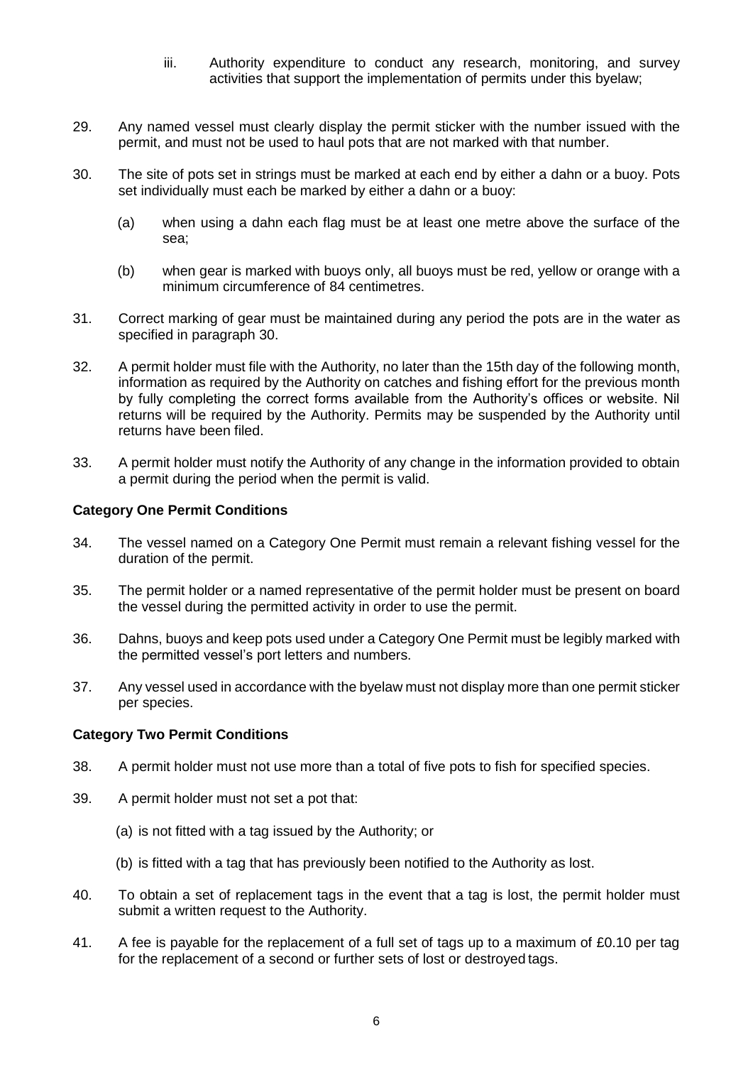iii. Authority expenditure to conduct any research, monitoring, and survey activities that support the implementation of permits under this byelaw;

29. Any named vessel must clearly display the permit sticker with the number issued with the permit, and must not be used to haul pots that are not marked with that number.

30. The site of pots set in strings must be marked at each end by either a dahn or a buoy. Pots set individually must each be marked by either a dahn or a buoy:

    (a) when using a dahn each flag must be at least one metre above the surface of the sea;

    (b) when gear is marked with buoys only, all buoys must be red, yellow or orange with a minimum circumference of 84 centimetres.

31. Correct marking of gear must be maintained during any period the pots are in the water as specified in paragraph 30.

32. A permit holder must file with the Authority, no later than the 15th day of the following month, information as required by the Authority on catches and fishing effort for the previous month by fully completing the correct forms available from the Authority's offices or website. Nil returns will be required by the Authority. Permits may be suspended by the Authority until returns have been filed.

33. A permit holder must notify the Authority of any change in the information provided to obtain a permit during the period when the permit is valid.

**Category One Permit Conditions**

34. The vessel named on a Category One Permit must remain a relevant fishing vessel for the duration of the permit.

35. The permit holder or a named representative of the permit holder must be present on board the vessel during the permitted activity in order to use the permit.

36. Dahns, buoys and keep pots used under a Category One Permit must be legibly marked with the permitted vessel's port letters and numbers.

37. Any vessel used in accordance with the byelaw must not display more than one permit sticker per species.

**Category Two Permit Conditions**

38. A permit holder must not use more than a total of five pots to fish for specified species.

39. A permit holder must not set a pot that:

    (a) is not fitted with a tag issued by the Authority; or

    (b) is fitted with a tag that has previously been notified to the Authority as lost.

40. To obtain a set of replacement tags in the event that a tag is lost, the permit holder must submit a written request to the Authority.

41. A fee is payable for the replacement of a full set of tags up to a maximum of £0.10 per tag for the replacement of a second or further sets of lost or destroyed tags.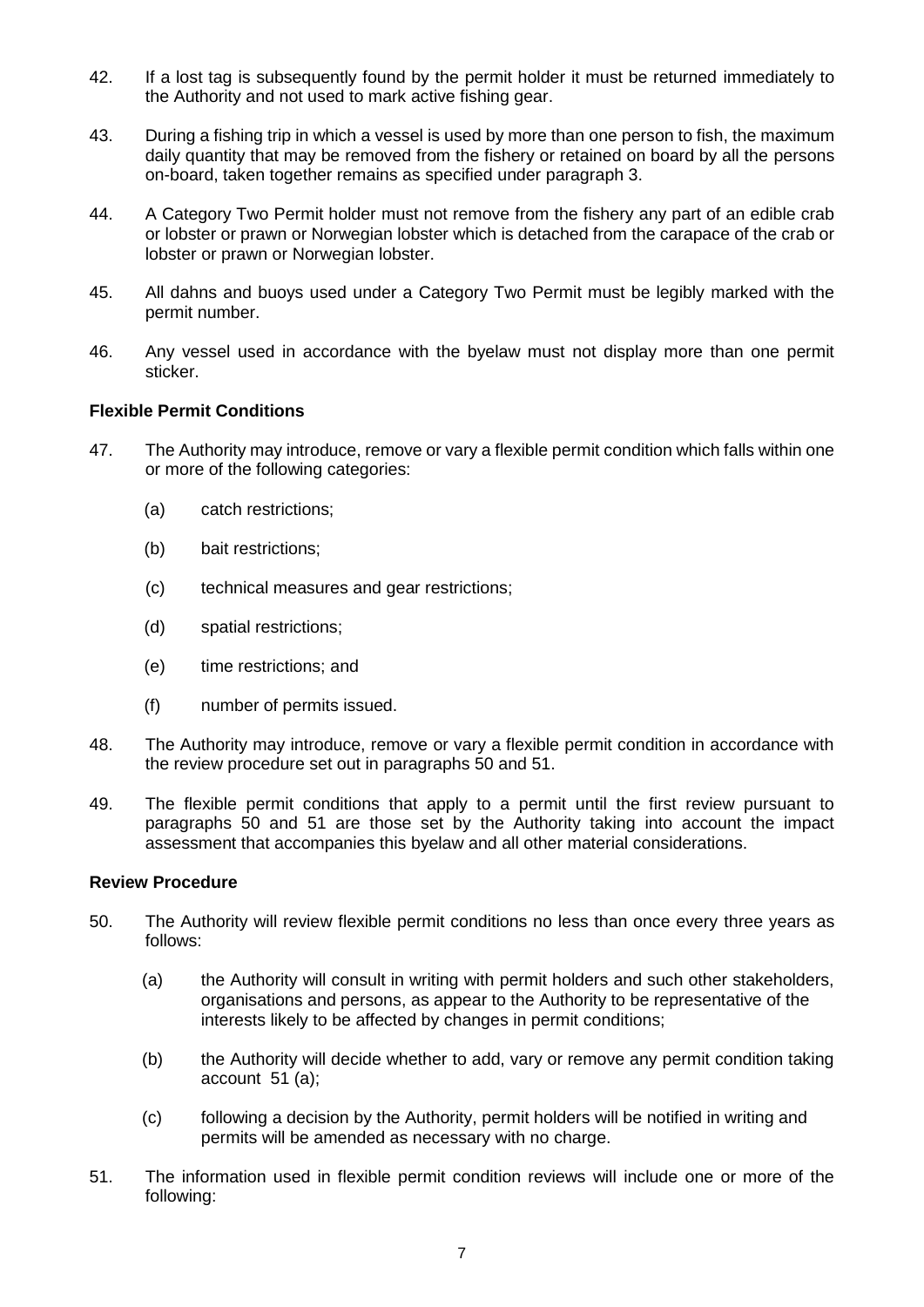42. If a lost tag is subsequently found by the permit holder it must be returned immediately to the Authority and not used to mark active fishing gear.

43. During a fishing trip in which a vessel is used by more than one person to fish, the maximum daily quantity that may be removed from the fishery or retained on board by all the persons on-board, taken together remains as specified under paragraph 3.

44. A Category Two Permit holder must not remove from the fishery any part of an edible crab or lobster or prawn or Norwegian lobster which is detached from the carapace of the crab or lobster or prawn or Norwegian lobster.

45. All dahns and buoys used under a Category Two Permit must be legibly marked with the permit number.

46. Any vessel used in accordance with the byelaw must not display more than one permit sticker.

### Flexible Permit Conditions

47. The Authority may introduce, remove or vary a flexible permit condition which falls within one or more of the following categories:

    (a) catch restrictions;

    (b) bait restrictions;

    (c) technical measures and gear restrictions;

    (d) spatial restrictions;

    (e) time restrictions; and

    (f) number of permits issued.

48. The Authority may introduce, remove or vary a flexible permit condition in accordance with the review procedure set out in paragraphs 50 and 51.

49. The flexible permit conditions that apply to a permit until the first review pursuant to paragraphs 50 and 51 are those set by the Authority taking into account the impact assessment that accompanies this byelaw and all other material considerations.

### Review Procedure

50. The Authority will review flexible permit conditions no less than once every three years as follows:

    (a) the Authority will consult in writing with permit holders and such other stakeholders, organisations and persons, as appear to the Authority to be representative of the interests likely to be affected by changes in permit conditions;

    (b) the Authority will decide whether to add, vary or remove any permit condition taking account 51 (a);

    (c) following a decision by the Authority, permit holders will be notified in writing and permits will be amended as necessary with no charge.

51. The information used in flexible permit condition reviews will include one or more of the following: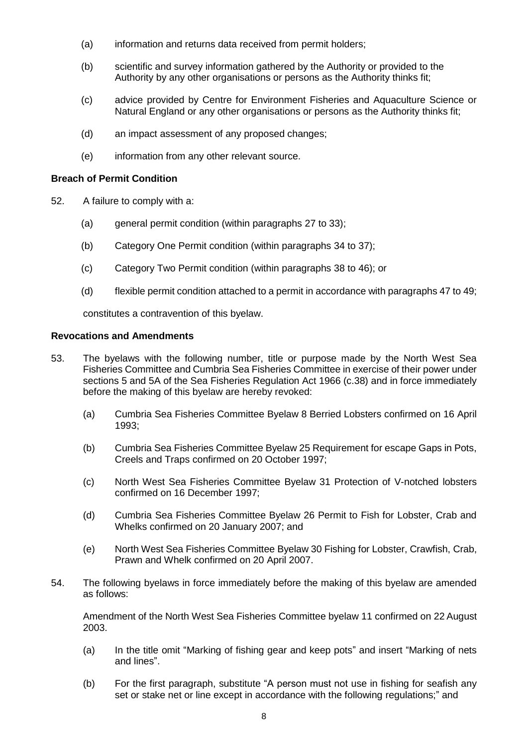(a) information and returns data received from permit holders;

(b) scientific and survey information gathered by the Authority or provided to the Authority by any other organisations or persons as the Authority thinks fit;

(c) advice provided by Centre for Environment Fisheries and Aquaculture Science or Natural England or any other organisations or persons as the Authority thinks fit;

(d) an impact assessment of any proposed changes;

(e) information from any other relevant source.

**Breach of Permit Condition**

52. A failure to comply with a:

(a) general permit condition (within paragraphs 27 to 33);

(b) Category One Permit condition (within paragraphs 34 to 37);

(c) Category Two Permit condition (within paragraphs 38 to 46); or

(d) flexible permit condition attached to a permit in accordance with paragraphs 47 to 49;

constitutes a contravention of this byelaw.

**Revocations and Amendments**

53. The byelaws with the following number, title or purpose made by the North West Sea Fisheries Committee and Cumbria Sea Fisheries Committee in exercise of their power under sections 5 and 5A of the Sea Fisheries Regulation Act 1966 (c.38) and in force immediately before the making of this byelaw are hereby revoked:

(a) Cumbria Sea Fisheries Committee Byelaw 8 Berried Lobsters confirmed on 16 April 1993;

(b) Cumbria Sea Fisheries Committee Byelaw 25 Requirement for escape Gaps in Pots, Creels and Traps confirmed on 20 October 1997;

(c) North West Sea Fisheries Committee Byelaw 31 Protection of V-notched lobsters confirmed on 16 December 1997;

(d) Cumbria Sea Fisheries Committee Byelaw 26 Permit to Fish for Lobster, Crab and Whelks confirmed on 20 January 2007; and

(e) North West Sea Fisheries Committee Byelaw 30 Fishing for Lobster, Crawfish, Crab, Prawn and Whelk confirmed on 20 April 2007.

54. The following byelaws in force immediately before the making of this byelaw are amended as follows:

Amendment of the North West Sea Fisheries Committee byelaw 11 confirmed on 22 August 2003.

(a) In the title omit "Marking of fishing gear and keep pots" and insert "Marking of nets and lines".

(b) For the first paragraph, substitute "A person must not use in fishing for seafish any set or stake net or line except in accordance with the following regulations;" and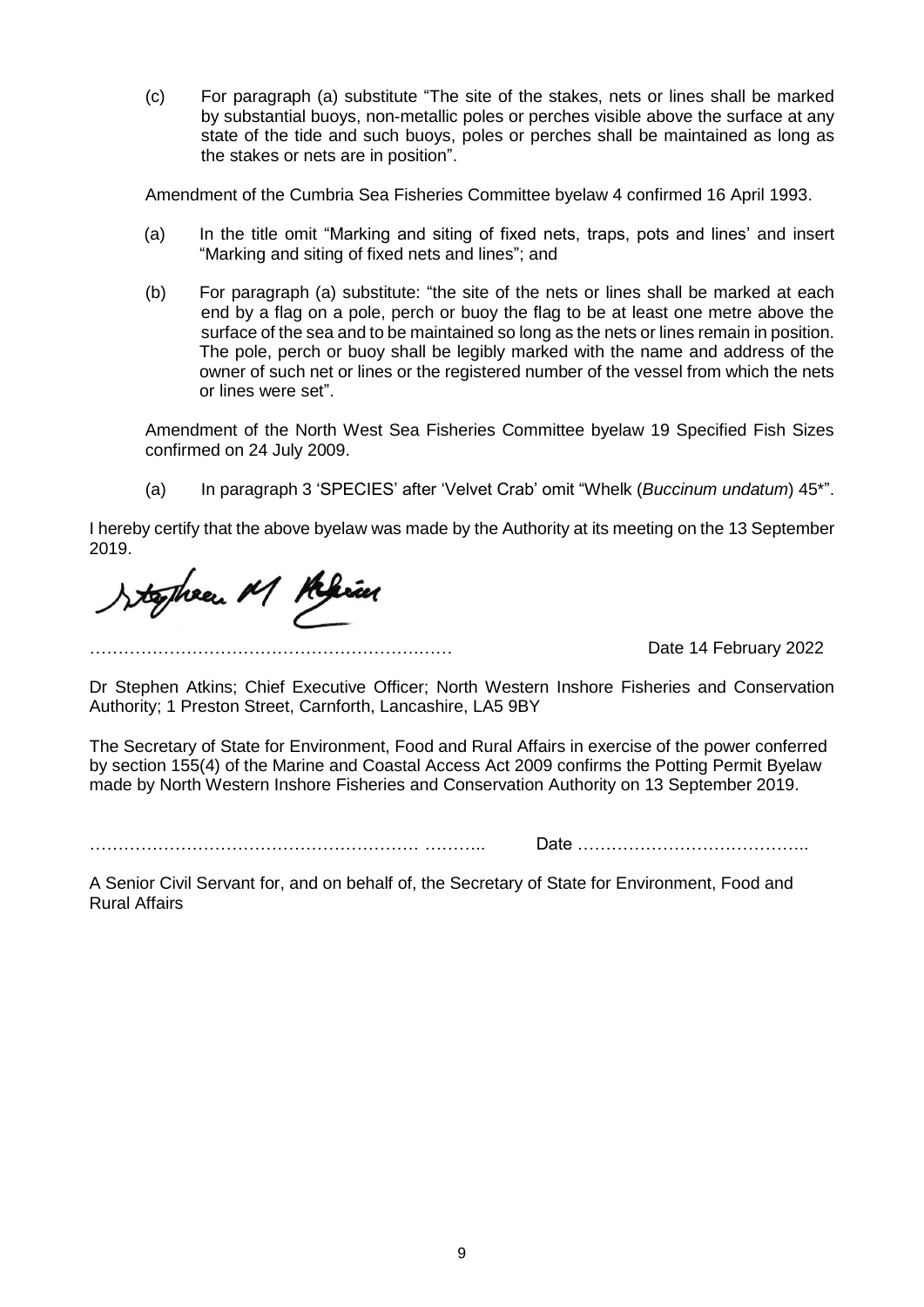(c) For paragraph (a) substitute "The site of the stakes, nets or lines shall be marked by substantial buoys, non-metallic poles or perches visible above the surface at any state of the tide and such buoys, poles or perches shall be maintained as long as the stakes or nets are in position".

Amendment of the Cumbria Sea Fisheries Committee byelaw 4 confirmed 16 April 1993.

(a) In the title omit "Marking and siting of fixed nets, traps, pots and lines' and insert "Marking and siting of fixed nets and lines"; and

(b) For paragraph (a) substitute: "the site of the nets or lines shall be marked at each end by a flag on a pole, perch or buoy the flag to be at least one metre above the surface of the sea and to be maintained so long as the nets or lines remain in position. The pole, perch or buoy shall be legibly marked with the name and address of the owner of such net or lines or the registered number of the vessel from which the nets or lines were set".

Amendment of the North West Sea Fisheries Committee byelaw 19 Specified Fish Sizes confirmed on 24 July 2009.

(a) In paragraph 3 'SPECIES' after 'Velvet Crab' omit "Whelk (*Buccinum undatum*) 45*".

I hereby certify that the above byelaw was made by the Authority at its meeting on the 13 September 2019.

……………………………………………………… Date 14 February 2022

Dr Stephen Atkins; Chief Executive Officer; North Western Inshore Fisheries and Conservation Authority; 1 Preston Street, Carnforth, Lancashire, LA5 9BY

The Secretary of State for Environment, Food and Rural Affairs in exercise of the power conferred by section 155(4) of the Marine and Coastal Access Act 2009 confirms the Potting Permit Byelaw made by North Western Inshore Fisheries and Conservation Authority on 13 September 2019.

………………………………………………… ……….. Date …………………………………..

A Senior Civil Servant for, and on behalf of, the Secretary of State for Environment, Food and Rural Affairs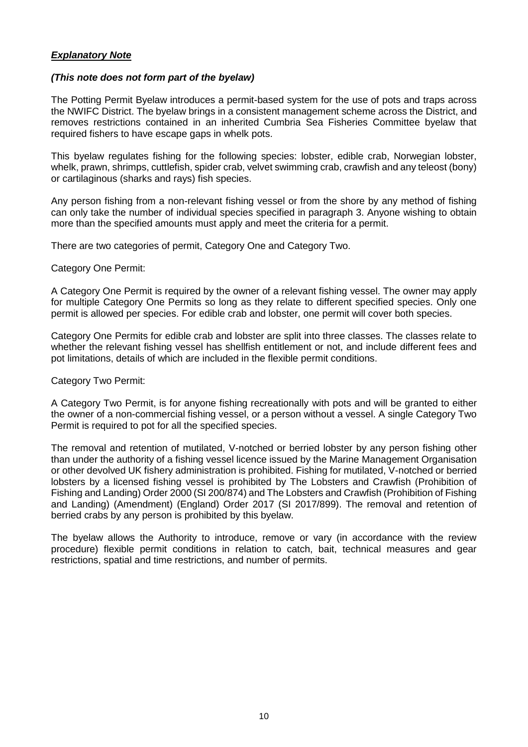***Explanatory Note***

***(This note does not form part of the byelaw)***

The Potting Permit Byelaw introduces a permit-based system for the use of pots and traps across the NWIFC District. The byelaw brings in a consistent management scheme across the District, and removes restrictions contained in an inherited Cumbria Sea Fisheries Committee byelaw that required fishers to have escape gaps in whelk pots.

This byelaw regulates fishing for the following species: lobster, edible crab, Norwegian lobster, whelk, prawn, shrimps, cuttlefish, spider crab, velvet swimming crab, crawfish and any teleost (bony) or cartilaginous (sharks and rays) fish species.

Any person fishing from a non-relevant fishing vessel or from the shore by any method of fishing can only take the number of individual species specified in paragraph 3. Anyone wishing to obtain more than the specified amounts must apply and meet the criteria for a permit.

There are two categories of permit, Category One and Category Two.

Category One Permit:

A Category One Permit is required by the owner of a relevant fishing vessel. The owner may apply for multiple Category One Permits so long as they relate to different specified species. Only one permit is allowed per species. For edible crab and lobster, one permit will cover both species.

Category One Permits for edible crab and lobster are split into three classes. The classes relate to whether the relevant fishing vessel has shellfish entitlement or not, and include different fees and pot limitations, details of which are included in the flexible permit conditions.

Category Two Permit:

A Category Two Permit, is for anyone fishing recreationally with pots and will be granted to either the owner of a non-commercial fishing vessel, or a person without a vessel. A single Category Two Permit is required to pot for all the specified species.

The removal and retention of mutilated, V-notched or berried lobster by any person fishing other than under the authority of a fishing vessel licence issued by the Marine Management Organisation or other devolved UK fishery administration is prohibited. Fishing for mutilated, V-notched or berried lobsters by a licensed fishing vessel is prohibited by The Lobsters and Crawfish (Prohibition of Fishing and Landing) Order 2000 (SI 200/874) and The Lobsters and Crawfish (Prohibition of Fishing and Landing) (Amendment) (England) Order 2017 (SI 2017/899). The removal and retention of berried crabs by any person is prohibited by this byelaw.

The byelaw allows the Authority to introduce, remove or vary (in accordance with the review procedure) flexible permit conditions in relation to catch, bait, technical measures and gear restrictions, spatial and time restrictions, and number of permits.